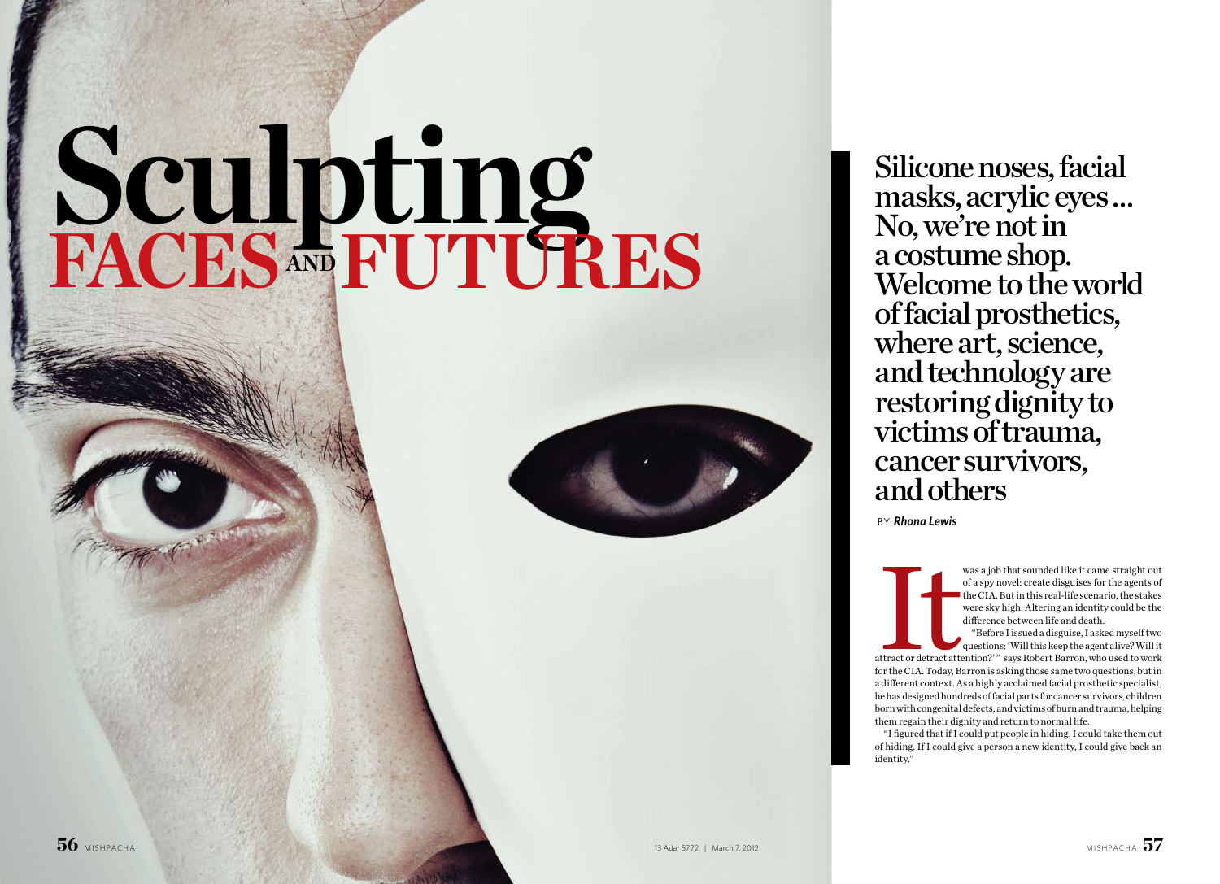# Sculpting FACES AND FUTURES

## Silicone noses, facial masks, acrylic eyes ... No, we're not in a costume shop. Welcome to the world of facial prosthetics, where art, science, and technology are restoring dignity to victims of trauma, cancer survivors, and others

BY *Rhona Lewis*

It was a job that sounded like it came straight out of a spy novel: create disguises for the agents of the CIA. But in this real-life scenario, the stakes were sky high. Altering an identity could be the difference between life and death.

"Before I issued a disguise, I asked myself two questions: 'Will this keep the agent alive? Will it attract or detract attention?' " says Robert Barron, who used to work for the CIA. Today, Barron is asking those same two questions, but in a different context. As a highly acclaimed facial prosthetic specialist, he has designed hundreds of facial parts for cancer survivors, children born with congenital defects, and victims of burn and trauma, helping them regain their dignity and return to normal life.

"I figured that if I could put people in hiding, I could take them out of hiding. If I could give a person a new identity, I could give back an identity."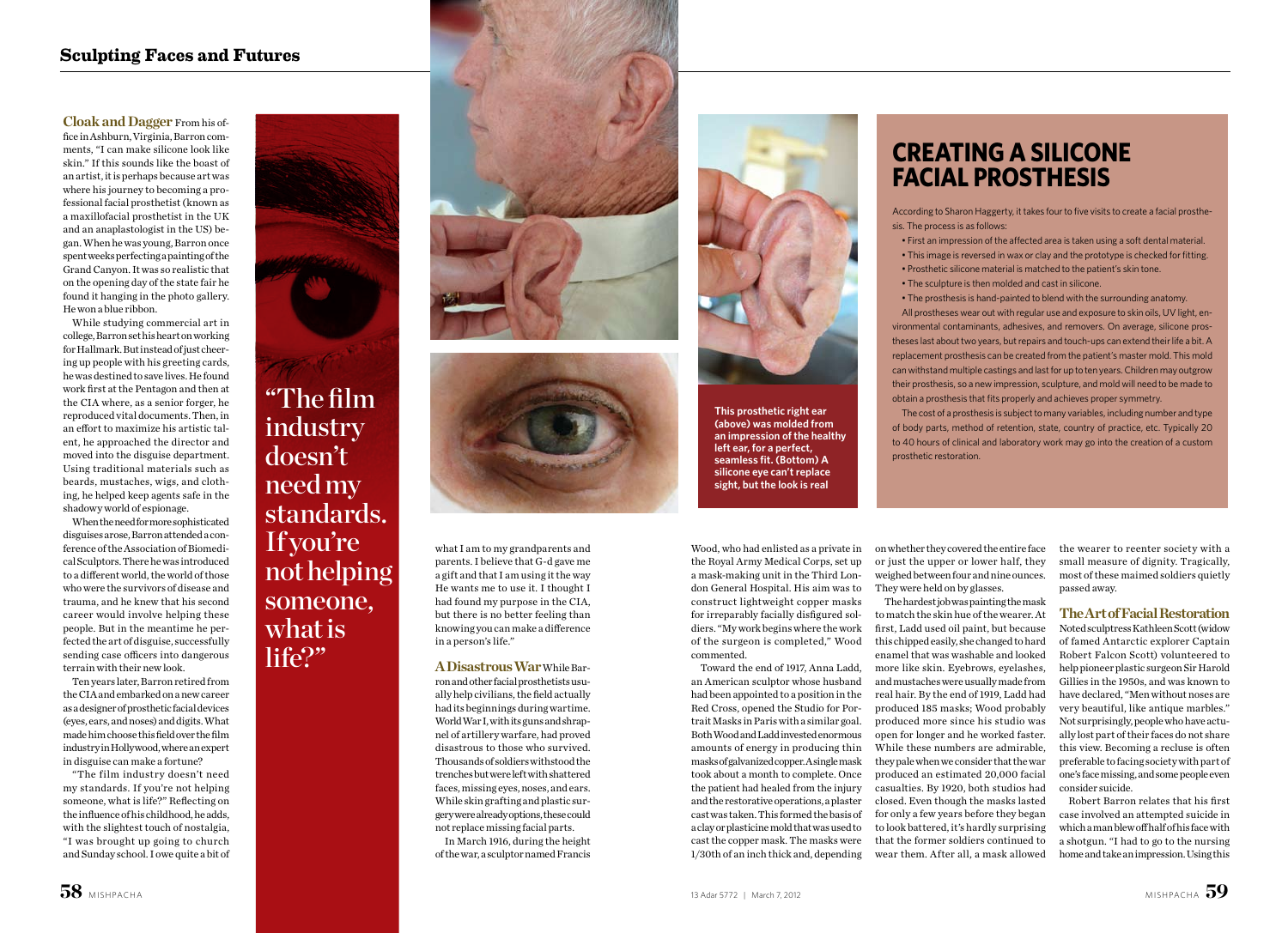## Cloak and Dagger

**Cloak and Dagger** From his office in Ashburn, Virginia, Barron comments, "I can make silicone look like skin." If this sounds like the boast of an artist, it is perhaps because art was where his journey to becoming a professional facial prosthetist (known as a maxillofacial prosthetist in the UK and an anaplastologist in the US) began. When he was young, Barron once spent weeks perfecting a painting of the Grand Canyon. It was so realistic that on the opening day of the state fair he found it hanging in the photo gallery. He won a blue ribbon.

While studying commercial art in college, Barron set his heart on working for Hallmark. But instead of just cheering up people with his greeting cards, he was destined to save lives. He found work first at the Pentagon and then at the CIA where, as a senior forger, he reproduced vital documents. Then, in an effort to maximize his artistic talent, he approached the director and moved into the disguise department. Using traditional materials such as beards, mustaches, wigs, and clothing, he helped keep agents safe in the shadowy world of espionage.

When the need for more sophisticated disguises arose, Barron attended a conference of the Association of Biomedical Sculptors. There he was introduced to a different world, the world of those who were the survivors of disease and trauma, and he knew that his second career would involve helping these people. But in the meantime he perfected the art of disguise, successfully sending case officers into dangerous terrain with their new look.

Ten years later, Barron retired from the CIA and embarked on a new career as a designer of prosthetic facial devices (eyes, ears, and noses) and digits. What made him choose this field over the film industry in Hollywood, where an expert in disguise can make a fortune?

"The film industry doesn't need my standards. If you're not helping someone, what is life?" Reflecting on the influence of his childhood, he adds, with the slightest touch of nostalgia, "I was brought up going to church and Sunday school. I owe quite a bit of what I am to my grandparents and parents. I believe that G-d gave me a gift and that I am using it the way He wants me to use it. I thought I had found my purpose in the CIA, but there is no better feeling than knowing you can make a difference in a person's life."

> "The film industry doesn't need my standards. If you're not helping someone, what is life?"

This prosthetic right ear (above) was molded from an impression of the healthy left ear, for a perfect, seamless fit. (Bottom) A silicone eye can't replace sight, but the look is real

## CREATING A SILICONE FACIAL PROSTHESIS

According to Sharon Haggerty, it takes four to five visits to create a facial prosthesis. The process is as follows:

- First an impression of the affected area is taken using a soft dental material.
- This image is reversed in wax or clay and the prototype is checked for fitting.
- Prosthetic silicone material is matched to the patient's skin tone.
- The sculpture is then molded and cast in silicone.
- The prosthesis is hand-painted to blend with the surrounding anatomy.

All prostheses wear out with regular use and exposure to skin oils, UV light, environmental contaminants, adhesives, and removers. On average, silicone prostheses last about two years, but repairs and touch-ups can extend their life a bit. A replacement prosthesis can be created from the patient's master mold. This mold can withstand multiple castings and last for up to ten years. Children may outgrow their prosthesis, so a new impression, sculpture, and mold will need to be made to obtain a prosthesis that fits properly and achieves proper symmetry.

The cost of a prosthesis is subject to many variables, including number and type of body parts, method of retention, state, country of practice, etc. Typically 20 to 40 hours of clinical and laboratory work may go into the creation of a custom prosthetic restoration.

**A Disastrous War** While Barron and other facial prosthetists usually help civilians, the field actually had its beginnings during wartime. World War I, with its guns and shrapnel of artillery warfare, had proved disastrous to those who survived. Thousands of soldiers withstood the trenches but were left with shattered faces, missing eyes, noses, and ears. While skin grafting and plastic surgery were already options, these could not replace missing facial parts.

In March 1916, during the height of the war, a sculptor named Francis Wood, who had enlisted as a private in the Royal Army Medical Corps, set up a mask-making unit in the Third London General Hospital. His aim was to construct lightweight copper masks for irreparably facially disfigured soldiers. "My work begins where the work of the surgeon is completed," Wood commented.

Toward the end of 1917, Anna Ladd, an American sculptor whose husband had been appointed to a position in the Red Cross, opened the Studio for Portrait Masks in Paris with a similar goal. Both Wood and Ladd invested enormous amounts of energy in producing thin masks of galvanized copper. A single mask took about a month to complete. Once the patient had healed from the injury and the restorative operations, a plaster cast was taken. This formed the basis of a clay or plasticine mold that was used to cast the copper mask. The masks were 1/30th of an inch thick and, depending on whether they covered the entire face or just the upper or lower half, they weighed between four and nine ounces. They were held on by glasses.

The hardest job was painting the mask to match the skin hue of the wearer. At first, Ladd used oil paint, but because this chipped easily, she changed to hard enamel that was washable and looked more like skin. Eyebrows, eyelashes, and mustaches were usually made from real hair. By the end of 1919, Ladd had produced 185 masks; Wood probably produced more since his studio was open for longer and he worked faster. While these numbers are admirable, they pale when we consider that the war produced an estimated 20,000 facial casualties. By 1920, both studios had closed. Even though the masks lasted for only a few years before they began to look battered, it's hardly surprising that the former soldiers continued to wear them. After all, a mask allowed the wearer to reenter society with a small measure of dignity. Tragically, most of these maimed soldiers quietly passed away.

**The Art of Facial Restoration** Noted sculptress Kathleen Scott (widow of famed Antarctic explorer Captain Robert Falcon Scott) volunteered to help pioneer plastic surgeon Sir Harold Gillies in the 1950s, and was known to have declared, "Men without noses are very beautiful, like antique marbles." Not surprisingly, people who have actually lost part of their faces do not share this view. Becoming a recluse is often preferable to facing society with part of one's face missing, and some people even consider suicide.

Robert Barron relates that his first case involved an attempted suicide in which a man blew off half of his face with a shotgun. "I had to go to the nursing home and take an impression. Using this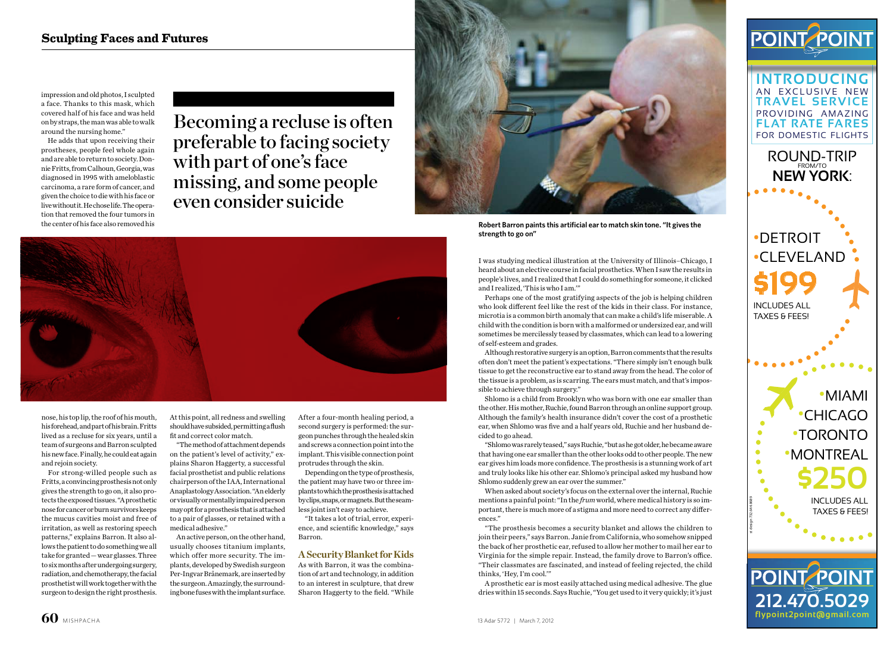impression and old photos, I sculpted a face. Thanks to this mask, which covered half of his face and was held on by straps, the man was able to walk around the nursing home."

He adds that upon receiving their prostheses, people feel whole again and are able to return to society. Donnie Fritts, from Calhoun, Georgia, was diagnosed in 1995 with ameloblastic carcinoma, a rare form of cancer, and given the choice to die with his face or live without it. He chose life. The operation that removed the four tumors in the center of his face also removed his nose, his top lip, the roof of his mouth, his forehead, and part of his brain. Fritts lived as a recluse for six years, until a team of surgeons and Barron sculpted his new face. Finally, he could eat again and rejoin society.

> Becoming a recluse is often preferable to facing society with part of one's face missing, and some people even consider suicide

For strong-willed people such as Fritts, a convincing prosthesis not only gives the strength to go on, it also protects the exposed tissues. "A prosthetic nose for cancer or burn survivors keeps the mucus cavities moist and free of irritation, as well as restoring speech patterns," explains Barron. It also allows the patient to do something we all take for granted — wear glasses. Three to six months after undergoing surgery, radiation, and chemotherapy, the facial prosthetist will work together with the surgeon to design the right prosthesis. At this point, all redness and swelling should have subsided, permitting a flush fit and correct color match.

"The method of attachment depends on the patient's level of activity," explains Sharon Haggerty, a successful facial prosthetist and public relations chairperson of the IAA, International Anaplastology Association. "An elderly or visually or mentally impaired person may opt for a prosthesis that is attached to a pair of glasses, or retained with a medical adhesive."

An active person, on the other hand, usually chooses titanium implants, which offer more security. The implants, developed by Swedish surgeon Per-Ingvar Brånemark, are inserted by the surgeon. Amazingly, the surrounding bone fuses with the implant surface. After a four-month healing period, a second surgery is performed: the surgeon punches through the healed skin and screws a connection point into the implant. This visible connection point protrudes through the skin.

Depending on the type of prosthesis, the patient may have two or three implants to which the prosthesis is attached by clips, snaps, or magnets. But the seamless joint isn't easy to achieve.

"It takes a lot of trial, error, experience, and scientific knowledge," says Barron.

## A Security Blanket for Kids

As with Barron, it was the combination of art and technology, in addition to an interest in sculpture, that drew Sharon Haggerty to the field. "While I was studying medical illustration at the University of Illinois–Chicago, I heard about an elective course in facial prosthetics. When I saw the results in people's lives, and I realized that I could do something for someone, it clicked and I realized, 'This is who I am.'"

Robert Barron paints this artificial ear to match skin tone. "It gives the strength to go on"

Perhaps one of the most gratifying aspects of the job is helping children who look different feel like the rest of the kids in their class. For instance, microtia is a common birth anomaly that can make a child's life miserable. A child with the condition is born with a malformed or undersized ear, and will sometimes be mercilessly teased by classmates, which can lead to a lowering of self-esteem and grades.

Although restorative surgery is an option, Barron comments that the results often don't meet the patient's expectations. "There simply isn't enough bulk tissue to get the reconstructive ear to stand away from the head. The color of the tissue is a problem, as is scarring. The ears must match, and that's impossible to achieve through surgery."

Shlomo is a child from Brooklyn who was born with one ear smaller than the other. His mother, Ruchie, found Barron through an online support group. Although the family's health insurance didn't cover the cost of a prosthetic ear, when Shlomo was five and a half years old, Ruchie and her husband decided to go ahead.

"Shlomo was rarely teased," says Ruchie, "but as he got older, he became aware that having one ear smaller than the other looks odd to other people. The new ear gives him loads more confidence. The prosthesis is a stunning work of art and truly looks like his other ear. Shlomo's principal asked my husband how Shlomo suddenly grew an ear over the summer."

When asked about society's focus on the external over the internal, Ruchie mentions a painful point: "In the *frum* world, where medical history is so important, there is much more of a stigma and more need to correct any differences."

"The prosthesis becomes a security blanket and allows the children to join their peers," says Barron. Janie from California, who somehow snipped the back of her prosthetic ear, refused to allow her mother to mail her ear to Virginia for the simple repair. Instead, the family drove to Barron's office. "Their classmates are fascinated, and instead of feeling rejected, the child thinks, 'Hey, I'm cool.'"

A prosthetic ear is most easily attached using medical adhesive. The glue dries within 15 seconds. Says Ruchie, "You get used to it very quickly; it's just

---

**POINT 2 POINT**

INTRODUCING AN EXCLUSIVE NEW TRAVEL SERVICE PROVIDING AMAZING FLAT RATE FARES FOR DOMESTIC FLIGHTS

ROUND-TRIP FROM/TO NEW YORK:

•DETROIT
•CLEVELAND
$199 INCLUDES ALL TAXES & FEES!

•MIAMI
•CHICAGO
•TORONTO
•MONTREAL
$250 INCLUDES ALL TAXES & FEES!

**POINT 2 POINT**
212.470.5029
flypoint2point@gmail.com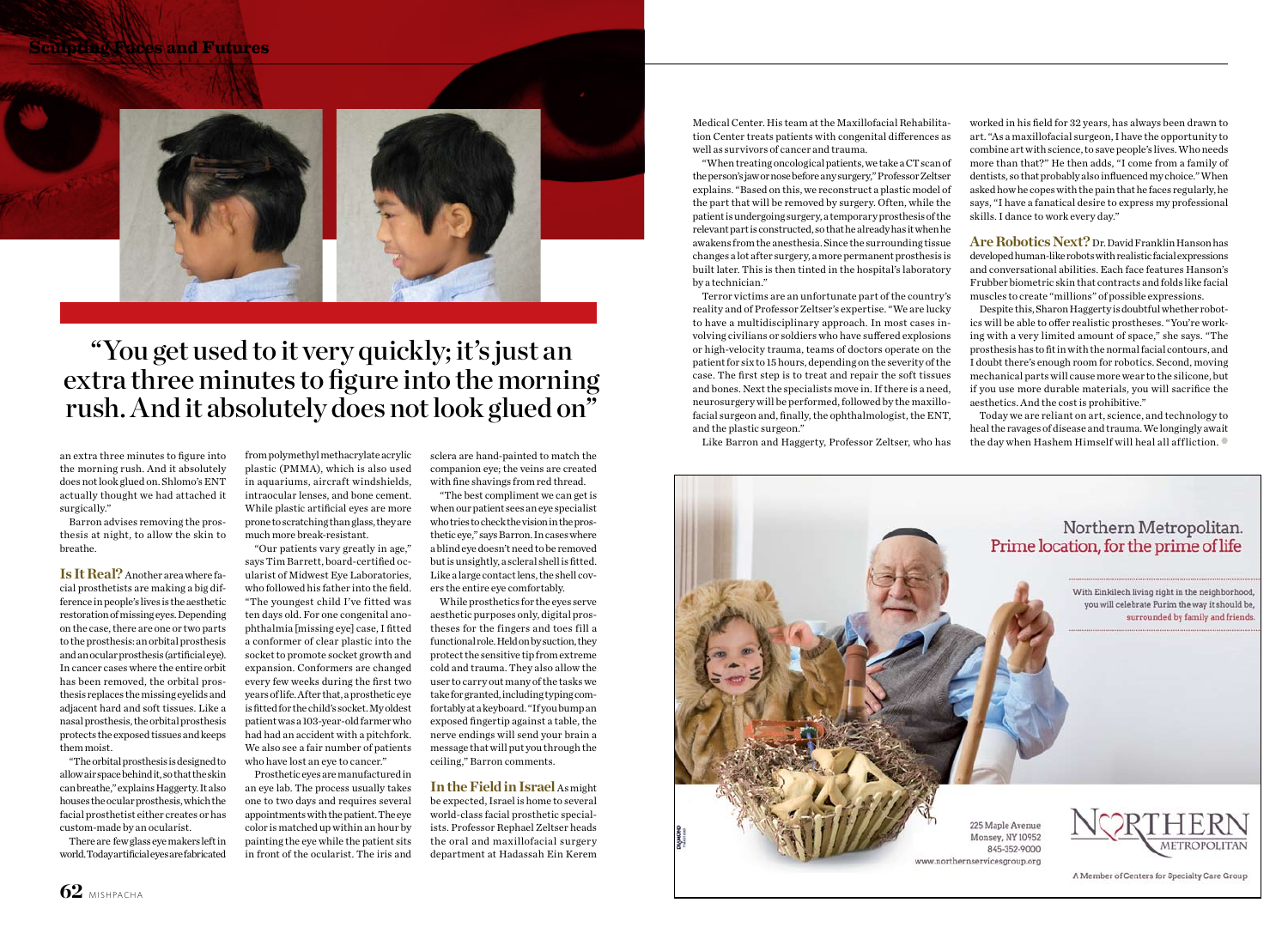"You get used to it very quickly; it's just an extra three minutes to figure into the morning rush. And it absolutely does not look glued on"

an extra three minutes to figure into the morning rush. And it absolutely does not look glued on. Shlomo's ENT actually thought we had attached it surgically."

Barron advises removing the prosthesis at night, to allow the skin to breathe.

**Is It Real?** Another area where facial prosthetists are making a big difference in people's lives is the aesthetic restoration of missing eyes. Depending on the case, there are one or two parts to the prosthesis: an orbital prosthesis and an ocular prosthesis (artificial eye). In cancer cases where the entire orbit has been removed, the orbital prosthesis replaces the missing eyelids and adjacent hard and soft tissues. Like a nasal prosthesis, the orbital prosthesis protects the exposed tissues and keeps them moist.

"The orbital prosthesis is designed to allow air space behind it, so that the skin can breathe," explains Haggerty. It also houses the ocular prosthesis, which the facial prosthetist either creates or has custom-made by an ocularist.

There are few glass eye makers left in world. Today artificial eyes are fabricated from polymethyl methacrylate acrylic plastic (PMMA), which is also used in aquariums, aircraft windshields, intraocular lenses, and bone cement. While plastic artificial eyes are more prone to scratching than glass, they are much more break-resistant.

"Our patients vary greatly in age," says Tim Barrett, board-certified ocularist of Midwest Eye Laboratories, who followed his father into the field. "The youngest child I've fitted was ten days old. For one congenital anophthalmia [missing eye] case, I fitted a conformer of clear plastic into the socket to promote socket growth and expansion. Conformers are changed every few weeks during the first two years of life. After that, a prosthetic eye is fitted for the child's socket. My oldest patient was a 103-year-old farmer who had had an accident with a pitchfork. We also see a fair number of patients who have lost an eye to cancer."

Prosthetic eyes are manufactured in an eye lab. The process usually takes one to two days and requires several appointments with the patient. The eye color is matched up within an hour by painting the eye while the patient sits in front of the ocularist. The iris and sclera are hand-painted to match the companion eye; the veins are created with fine shavings from red thread.

"The best compliment we can get is when our patient sees an eye specialist who tries to check the vision in the prosthetic eye," says Barron. In cases where a blind eye doesn't need to be removed but is unsightly, a scleral shell is fitted. Like a large contact lens, the shell covers the entire eye comfortably.

While prosthetics for the eyes serve aesthetic purposes only, digital prostheses for the fingers and toes fill a functional role. Held on by suction, they protect the sensitive tip from extreme cold and trauma. They also allow the user to carry out many of the tasks we take for granted, including typing comfortably at a keyboard. "If you bump an exposed fingertip against a table, the nerve endings will send your brain a message that will put you through the ceiling," Barron comments.

**In the Field in Israel** As might be expected, Israel is home to several world-class facial prosthetic specialists. Professor Rephael Zeltser heads the oral and maxillofacial surgery department at Hadassah Ein Kerem Medical Center. His team at the Maxillofacial Rehabilitation Center treats patients with congenital differences as well as survivors of cancer and trauma.

"When treating oncological patients, we take a CT scan of the person's jaw or nose before any surgery," Professor Zeltser explains. "Based on this, we reconstruct a plastic model of the part that will be removed by surgery. Often, while the patient is undergoing surgery, a temporary prosthesis of the relevant part is constructed, so that he already has it when he awakens from the anesthesia. Since the surrounding tissue changes a lot after surgery, a more permanent prosthesis is built later. This is then tinted in the hospital's laboratory by a technician."

Terror victims are an unfortunate part of the country's reality and of Professor Zeltser's expertise. "We are lucky to have a multidisciplinary approach. In most cases involving civilians or soldiers who have suffered explosions or high-velocity trauma, teams of doctors operate on the patient for six to 15 hours, depending on the severity of the case. The first step is to treat and repair the soft tissues and bones. Next the specialists move in. If there is a need, neurosurgery will be performed, followed by the maxillofacial surgeon and, finally, the ophthalmologist, the ENT, and the plastic surgeon."

Like Barron and Haggerty, Professor Zeltser, who has worked in his field for 32 years, has always been drawn to art. "As a maxillofacial surgeon, I have the opportunity to combine art with science, to save people's lives. Who needs more than that?" He then adds, "I come from a family of dentists, so that probably also influenced my choice." When asked how he copes with the pain that he faces regularly, he says, "I have a fanatical desire to express my professional skills. I dance to work every day."

**Are Robotics Next?** Dr. David Franklin Hanson has developed human-like robots with realistic facial expressions and conversational abilities. Each face features Hanson's Frubber biometric skin that contracts and folds like facial muscles to create "millions" of possible expressions.

Despite this, Sharon Haggerty is doubtful whether robotics will be able to offer realistic prostheses. "You're working with a very limited amount of space," she says. "The prosthesis has to fit in with the normal facial contours, and I doubt there's enough room for robotics. Second, moving mechanical parts will cause more wear to the silicone, but if you use more durable materials, you will sacrifice the aesthetics. And the cost is prohibitive."

Today we are reliant on art, science, and technology to heal the ravages of disease and trauma. We longingly await the day when Hashem Himself will heal all affliction.

Northern Metropolitan.
Prime location, for the prime of life

With Einkilech living right in the neighborhood, you will celebrate Purim the way it should be, surrounded by family and friends.

225 Maple Avenue
Monsey, NY 10952
845-352-9000
www.northernservicesgroup.org

NORTHERN METROPOLITAN

A Member of Centers for Specialty Care Group